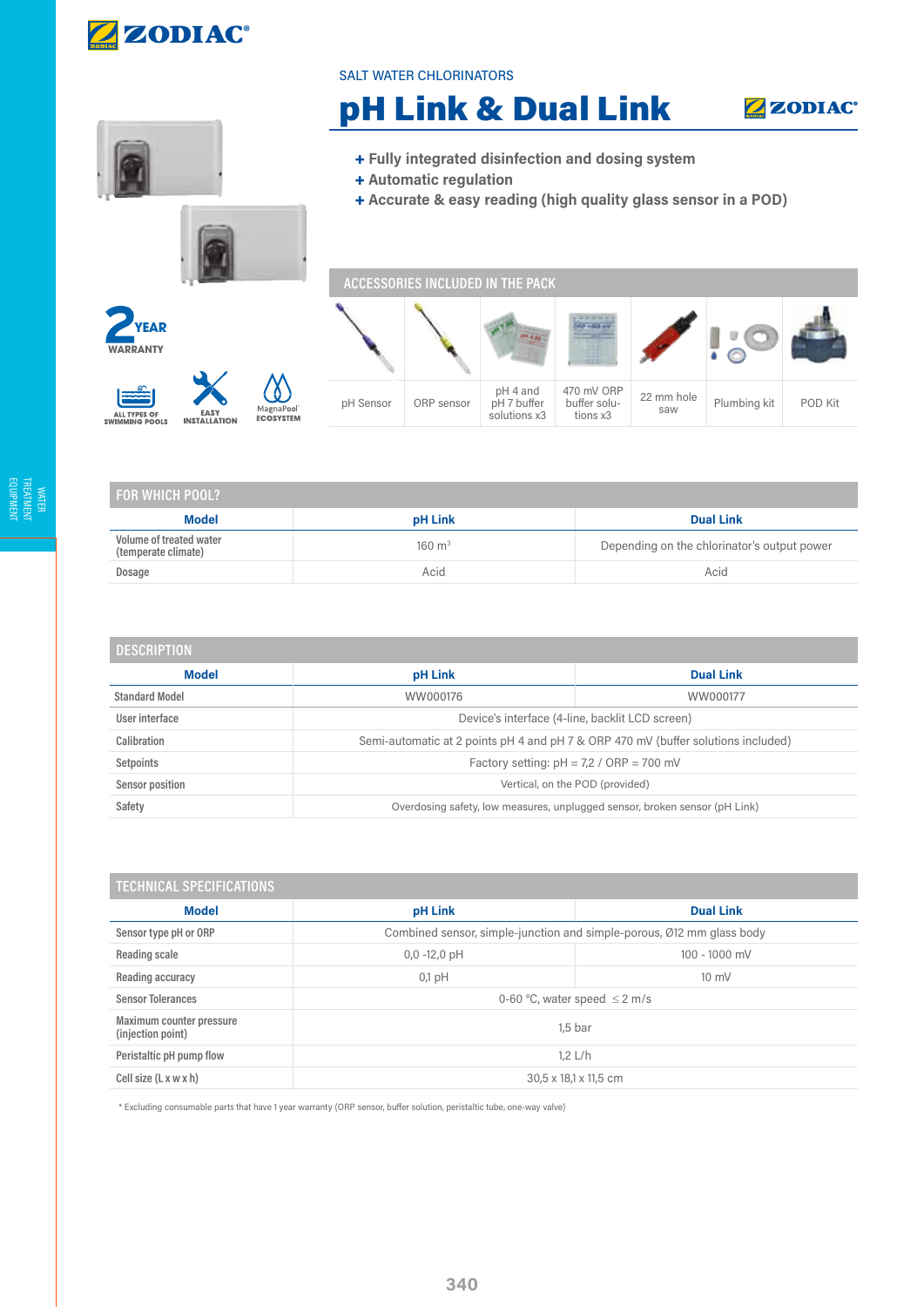SALT WATER CHLORINATORS

# pH Link & Dual Link

+ **Fully integrated disinfection and dosing system**
+ **Automatic regulation**
+ **Accurate & easy reading (high quality glass sensor in a POD)**

**2 YEAR WARRANTY**

ALL TYPES OF SWIMMING POOLS · EASY INSTALLATION · MagnaPool ECOSYSTEM

## ACCESSORIES INCLUDED IN THE PACK

| pH Sensor | ORP sensor | pH 4 and pH 7 buffer solutions x3 | 470 mV ORP buffer solutions x3 | 22 mm hole saw | Plumbing kit | POD Kit |
|---|---|---|---|---|---|---|

## FOR WHICH POOL?

| Model | pH Link | Dual Link |
|---|---|---|
| Volume of treated water (temperate climate) | 160 m³ | Depending on the chlorinator's output power |
| Dosage | Acid | Acid |

## DESCRIPTION

| Model | pH Link | Dual Link |
|---|---|---|
| Standard Model | WW000176 | WW000177 |
| User interface | Device's interface (4-line, backlit LCD screen) | |
| Calibration | Semi-automatic at 2 points pH 4 and pH 7 & ORP 470 mV (buffer solutions included) | |
| Setpoints | Factory setting: pH = 7,2 / ORP = 700 mV | |
| Sensor position | Vertical, on the POD (provided) | |
| Safety | Overdosing safety, low measures, unplugged sensor, broken sensor (pH Link) | |

## TECHNICAL SPECIFICATIONS

| Model | pH Link | Dual Link |
|---|---|---|
| Sensor type pH or ORP | Combined sensor, simple-junction and simple-porous, Ø12 mm glass body | |
| Reading scale | 0,0 -12,0 pH | 100 - 1000 mV |
| Reading accuracy | 0,1 pH | 10 mV |
| Sensor Tolerances | 0-60 °C, water speed ≤ 2 m/s | |
| Maximum counter pressure (injection point) | 1,5 bar | |
| Peristaltic pH pump flow | 1,2 L/h | |
| Cell size (L x w x h) | 30,5 x 18,1 x 11,5 cm | |

\* Excluding consumable parts that have 1 year warranty (ORP sensor, buffer solution, peristaltic tube, one-way valve)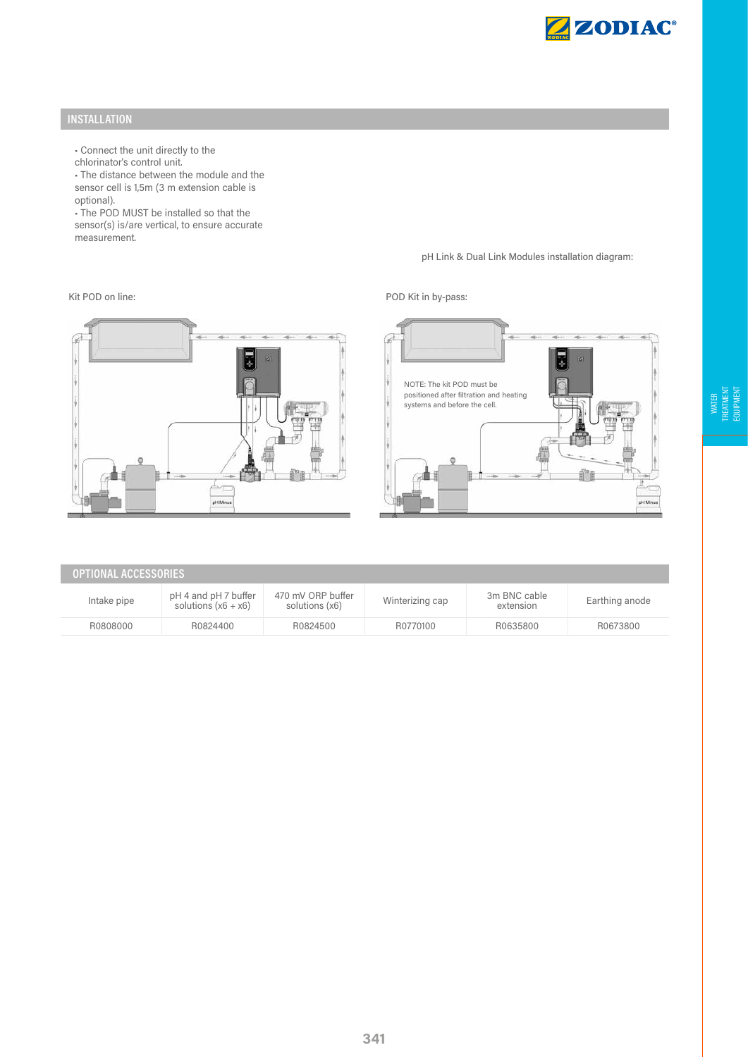## INSTALLATION

- Connect the unit directly to the chlorinator's control unit.
- The distance between the module and the sensor cell is 1,5m (3 m extension cable is optional).
- The POD MUST be installed so that the sensor(s) is/are vertical, to ensure accurate measurement.

pH Link & Dual Link Modules installation diagram:

Kit POD on line:

pH Minus

POD Kit in by-pass:

NOTE: The kit POD must be positioned after filtration and heating systems and before the cell.

pH Minus

## OPTIONAL ACCESSORIES

| Intake pipe | pH 4 and pH 7 buffer solutions (x6 + x6) | 470 mV ORP buffer solutions (x6) | Winterizing cap | 3m BNC cable extension | Earthing anode |
|---|---|---|---|---|---|
| R0808000 | R0824400 | R0824500 | R0770100 | R0635800 | R0673800 |